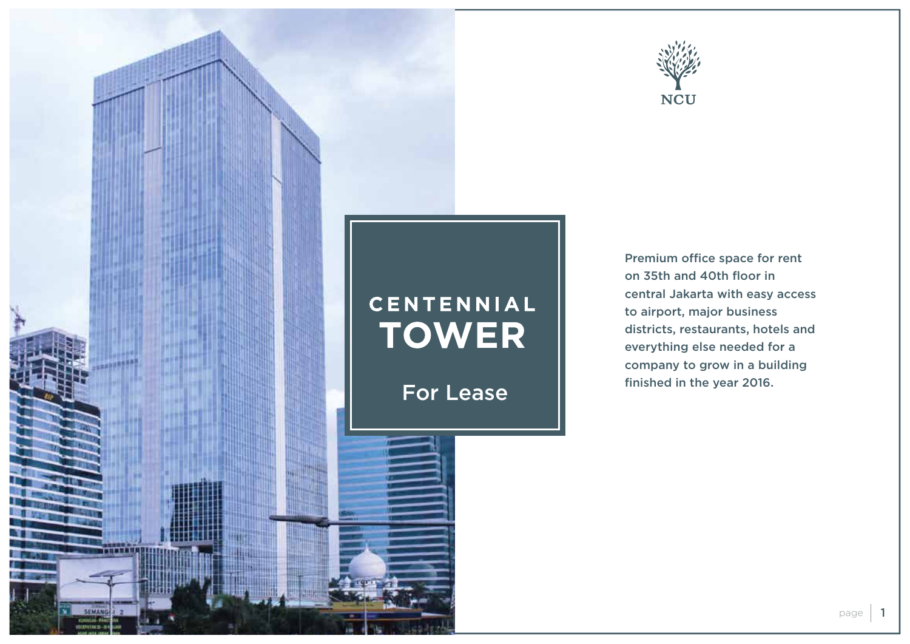NCU

# CENTENNIAL TOWER

## For Lease

Premium office space for rent on 35th and 40th floor in central Jakarta with easy access to airport, major business districts, restaurants, hotels and everything else needed for a company to grow in a building finished in the year 2016.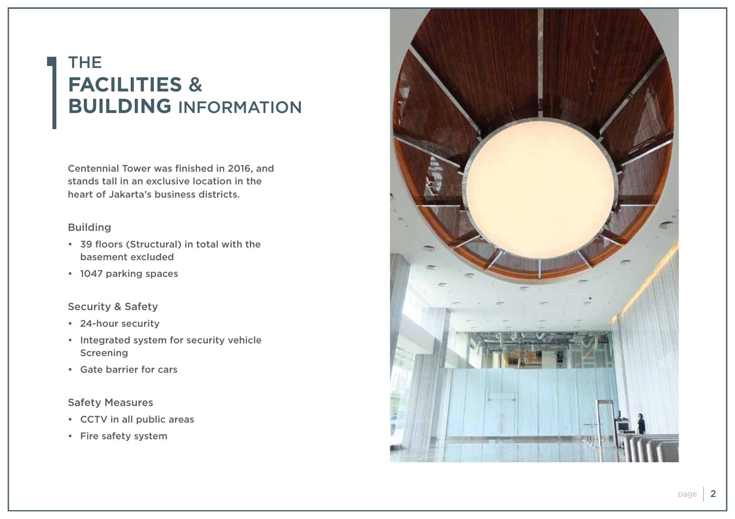# THE **FACILITIES** & **BUILDING** INFORMATION

Centennial Tower was finished in 2016, and stands tall in an exclusive location in the heart of Jakarta's business districts.

### Building

- 39 floors (Structural) in total with the basement excluded
- 1047 parking spaces

### Security & Safety

- 24-hour security
- Integrated system for security vehicle Screening
- Gate barrier for cars

### Safety Measures

- CCTV in all public areas
- Fire safety system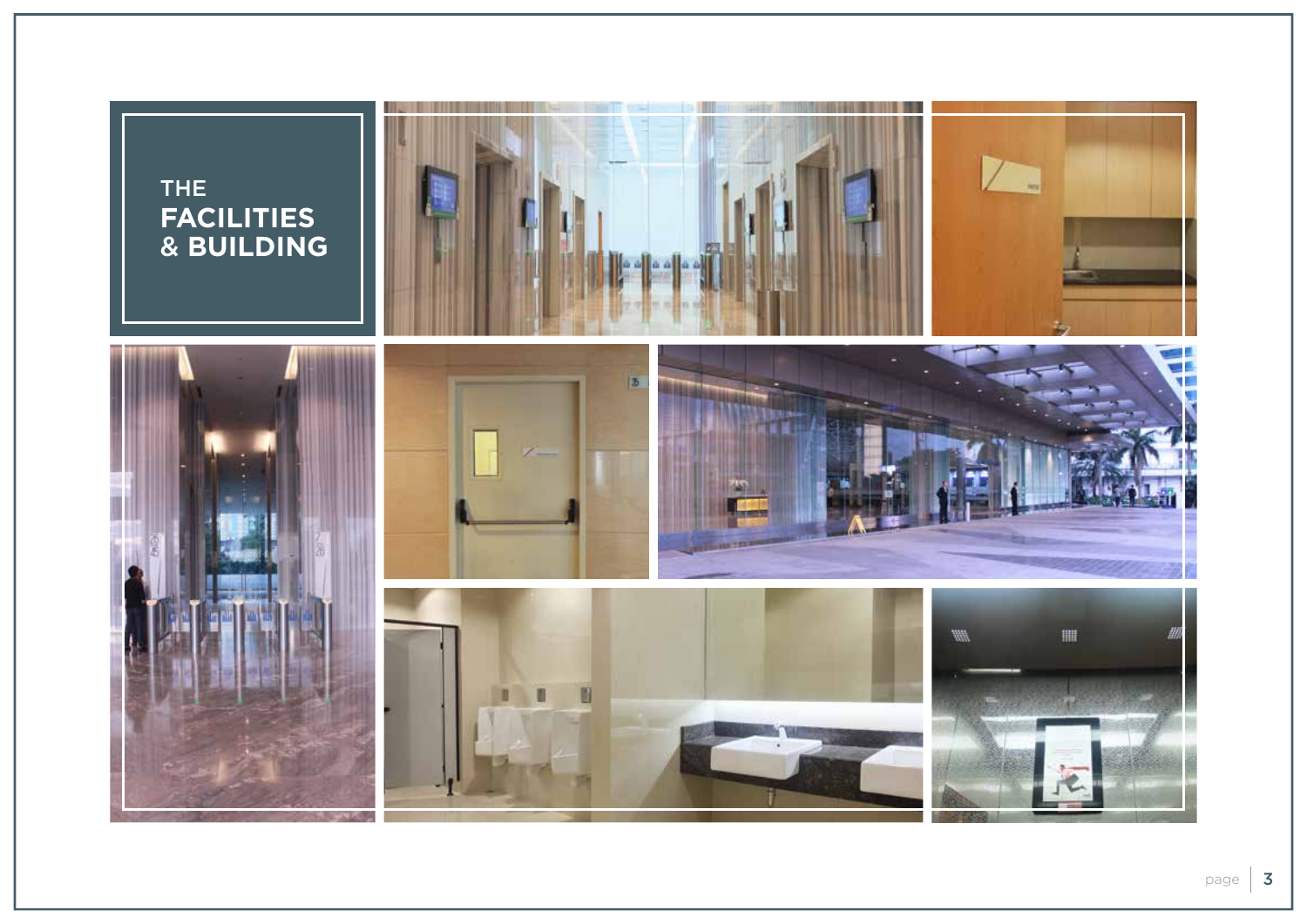# THE FACILITIES & BUILDING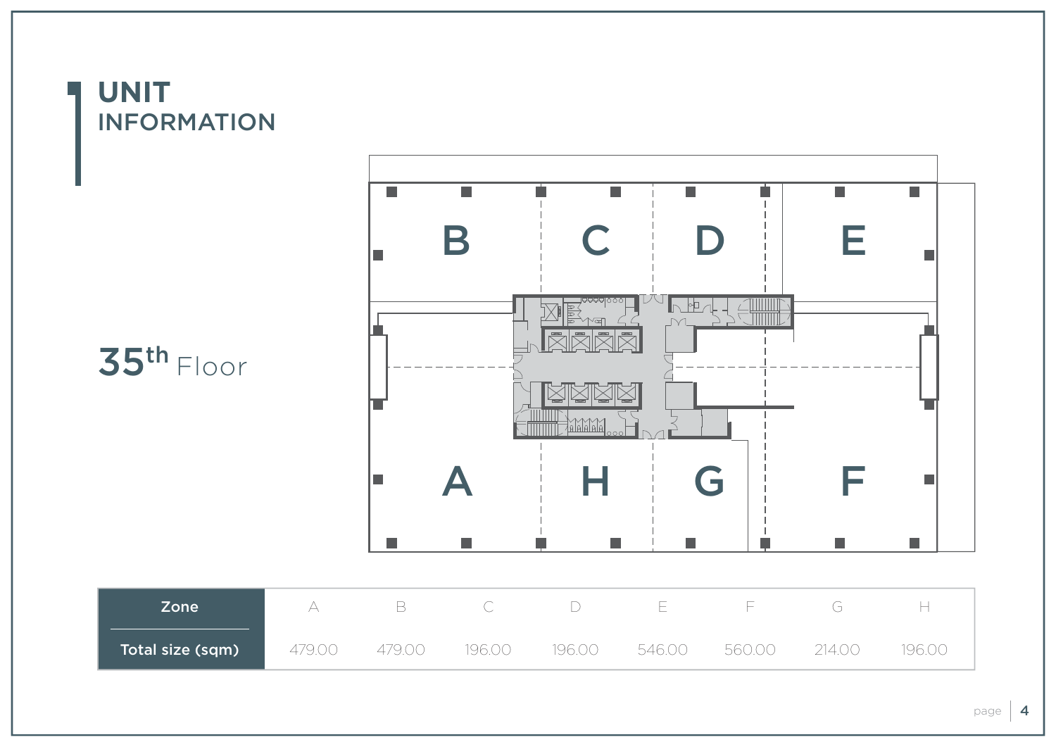# UNIT INFORMATION

## 35th Floor

| Zone | A | B | C | D | E | F | G | H |
|---|---|---|---|---|---|---|---|---|
| Total size (sqm) | 479.00 | 479.00 | 196.00 | 196.00 | 546.00 | 560.00 | 214.00 | 196.00 |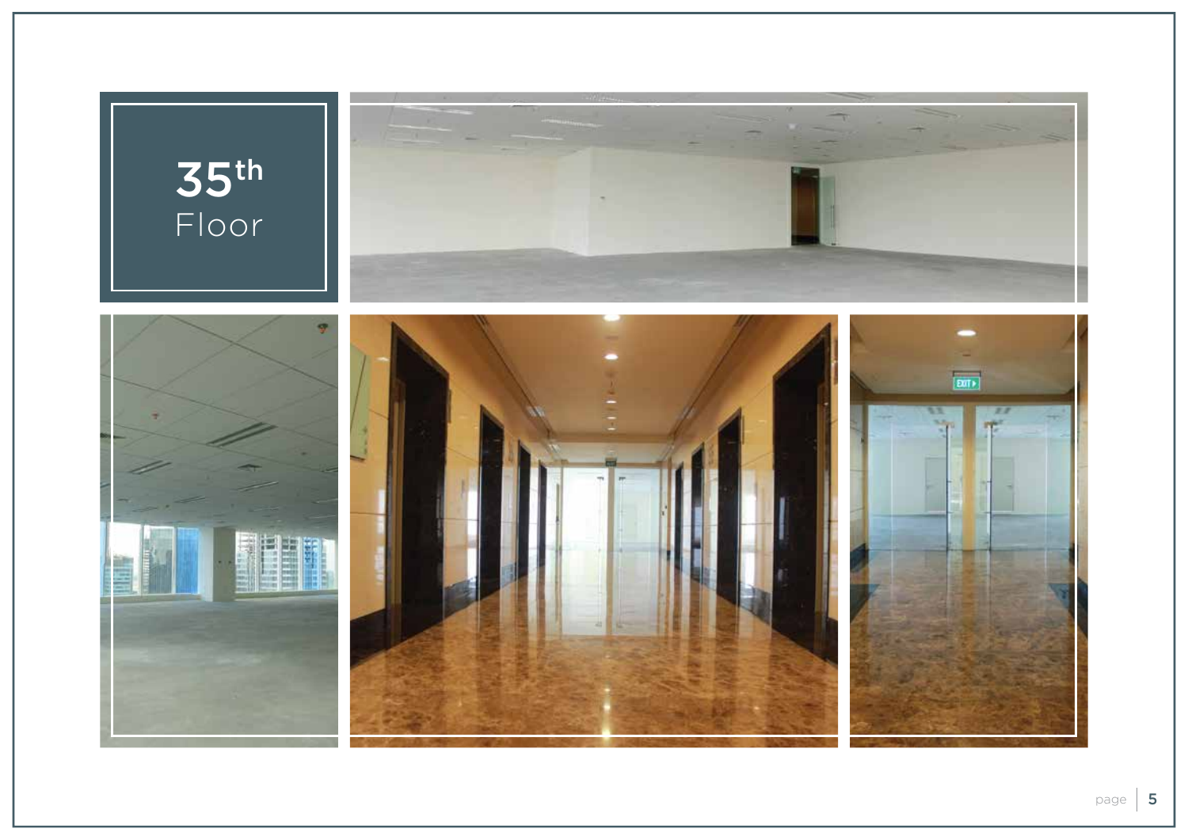# $35^{th}$ Floor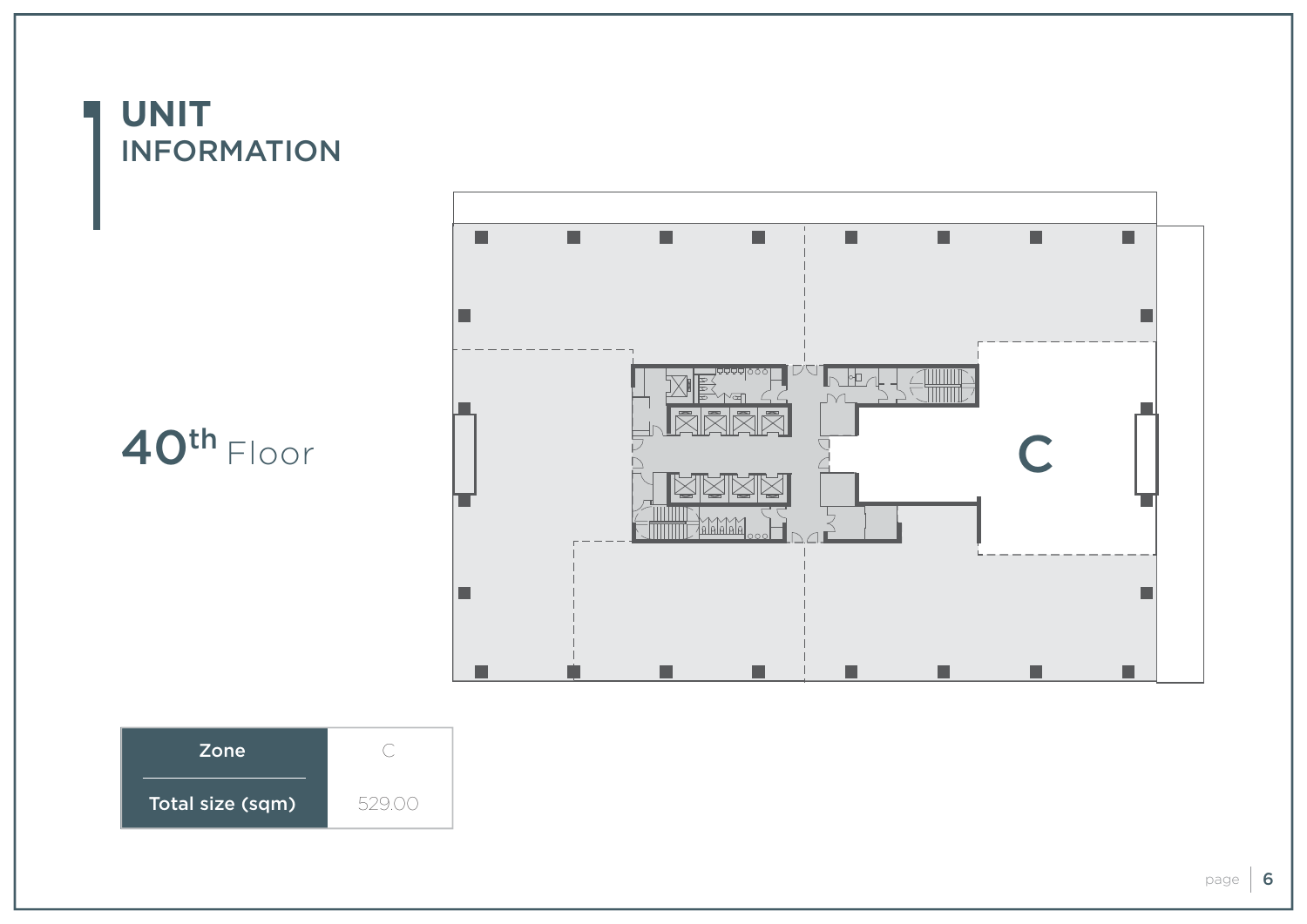# UNIT
## INFORMATION

40th Floor

C

| Zone | C |
|---|---|
| Total size (sqm) | 529.00 |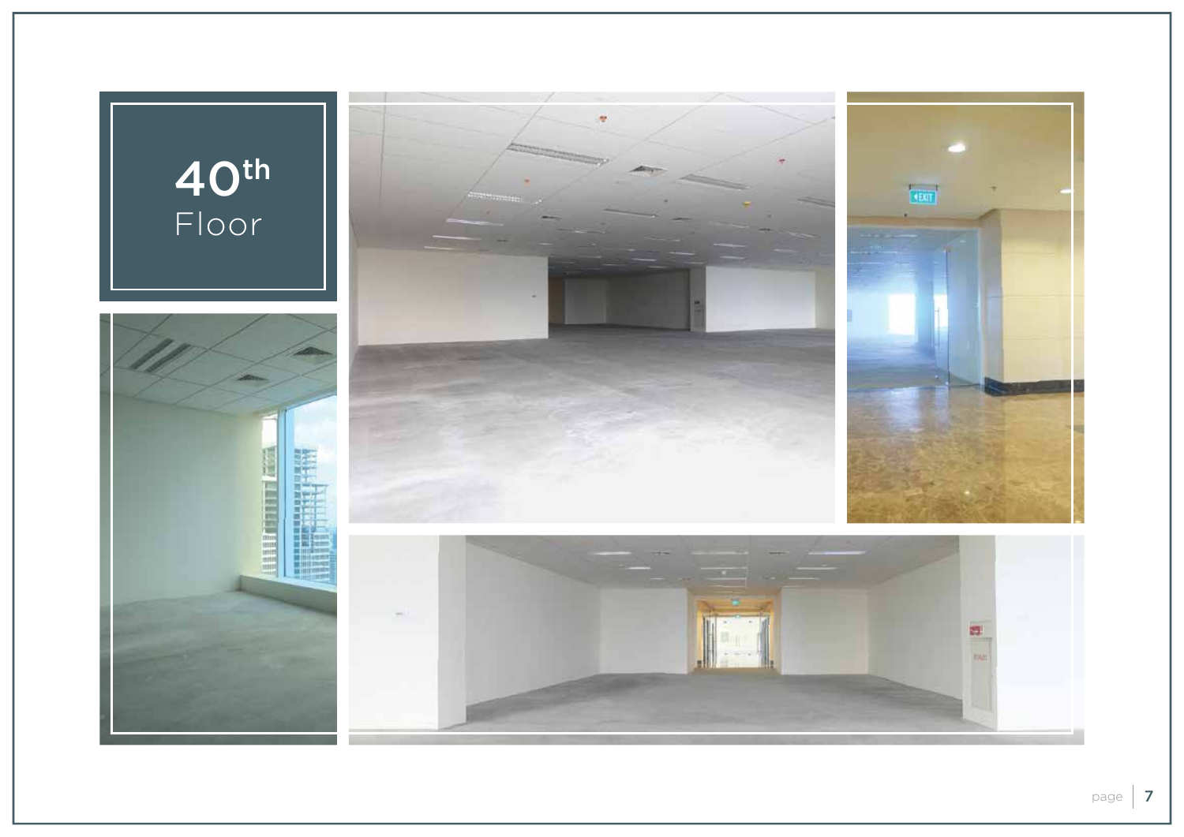# 40th Floor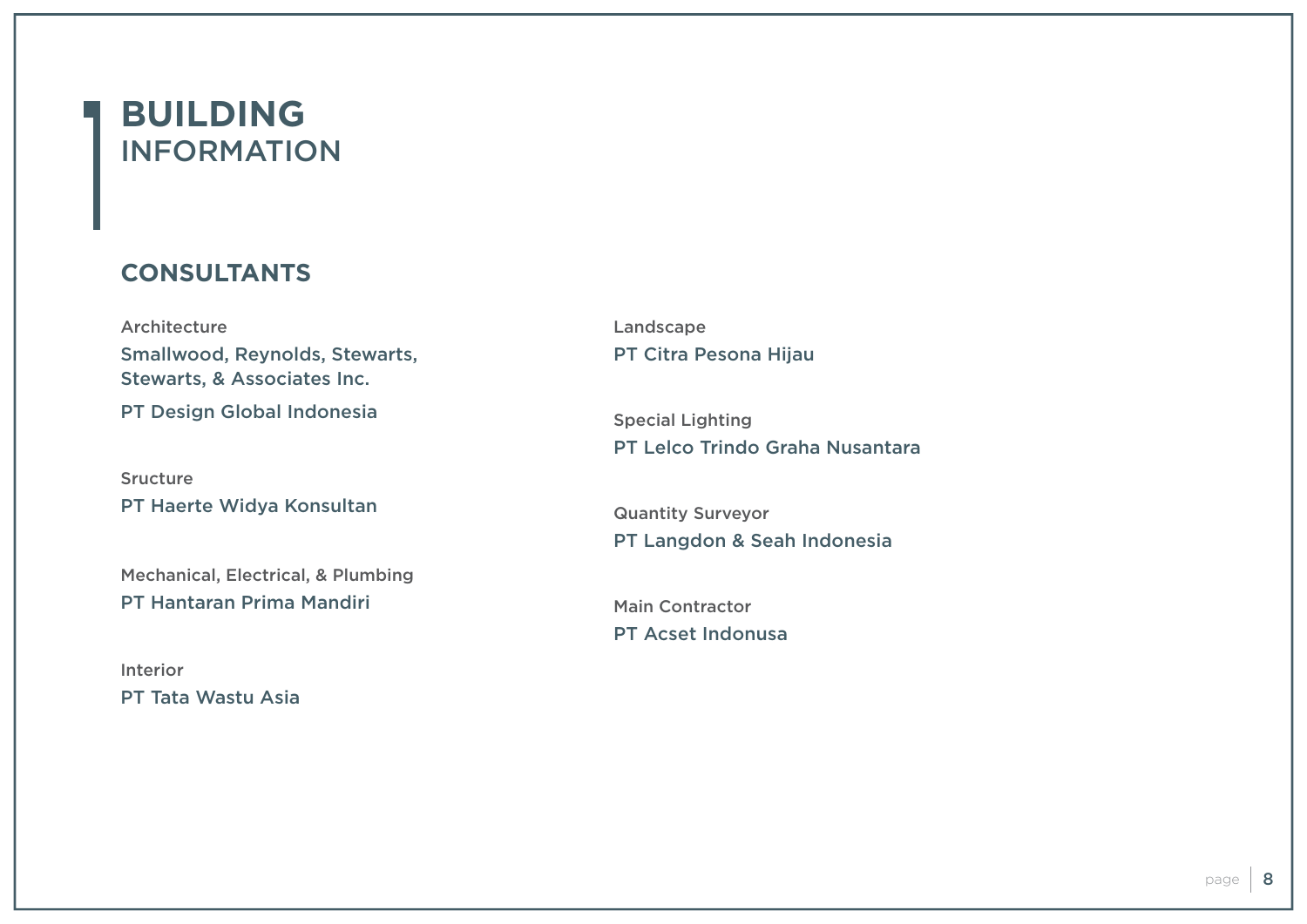# BUILDING INFORMATION

## CONSULTANTS

Architecture

Smallwood, Reynolds, Stewarts, Stewarts, & Associates Inc.

PT Design Global Indonesia

Sructure

PT Haerte Widya Konsultan

Mechanical, Electrical, & Plumbing

PT Hantaran Prima Mandiri

Interior

PT Tata Wastu Asia

Landscape

PT Citra Pesona Hijau

Special Lighting

PT Lelco Trindo Graha Nusantara

Quantity Surveyor

PT Langdon & Seah Indonesia

Main Contractor

PT Acset Indonusa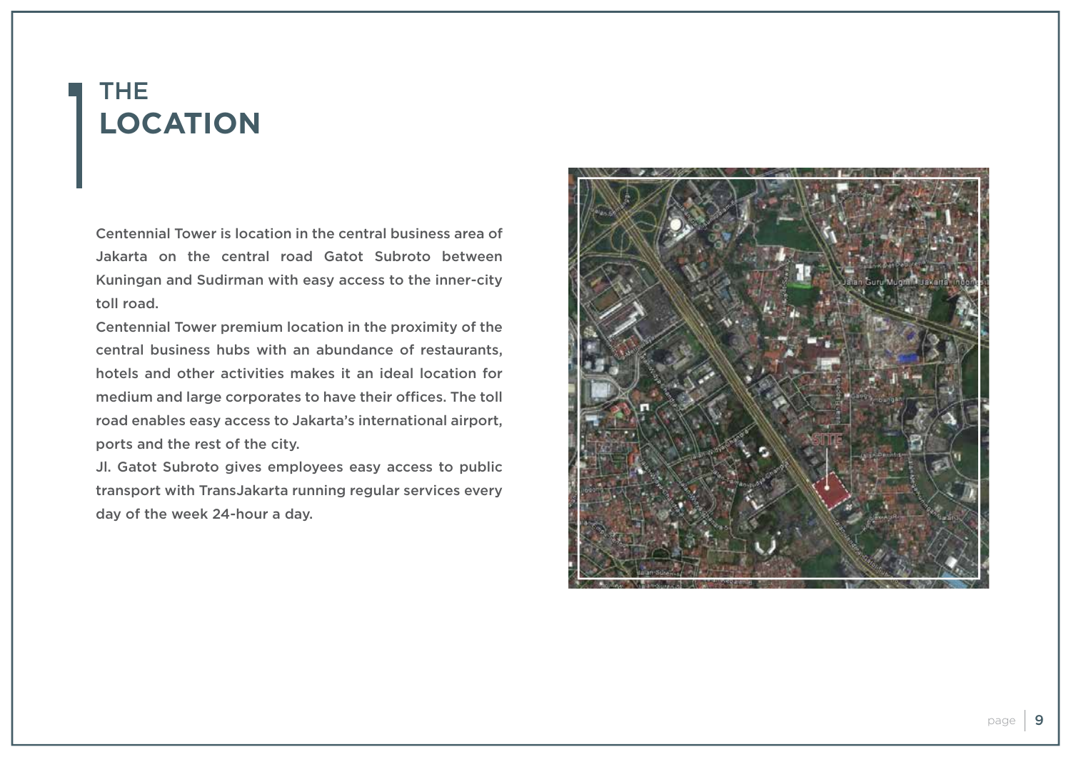# THE LOCATION

Centennial Tower is location in the central business area of Jakarta on the central road Gatot Subroto between Kuningan and Sudirman with easy access to the inner-city toll road.

Centennial Tower premium location in the proximity of the central business hubs with an abundance of restaurants, hotels and other activities makes it an ideal location for medium and large corporates to have their offices. The toll road enables easy access to Jakarta's international airport, ports and the rest of the city.

Jl. Gatot Subroto gives employees easy access to public transport with TransJakarta running regular services every day of the week 24-hour a day.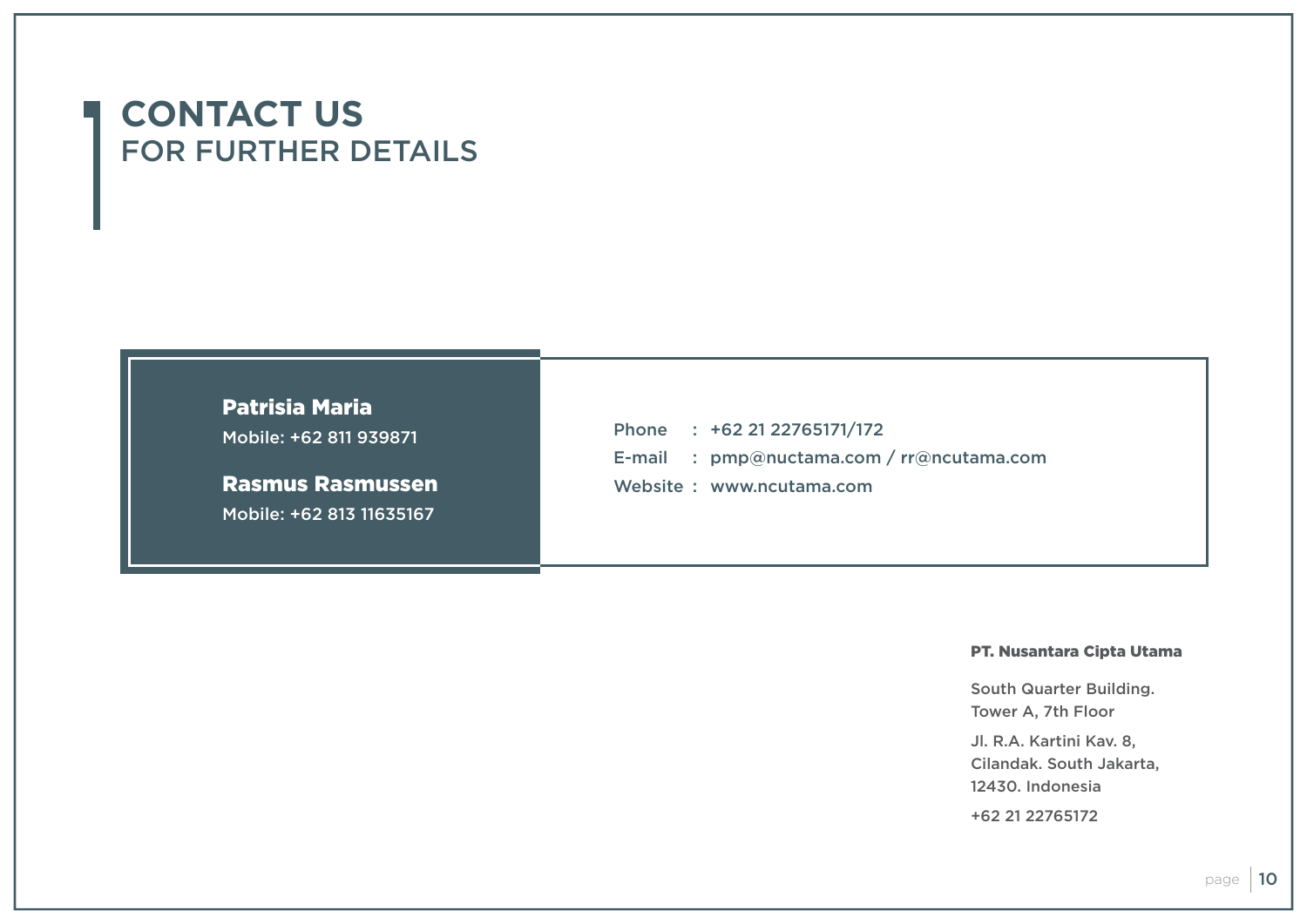# CONTACT US
## FOR FURTHER DETAILS

**Patrisia Maria**
Mobile: +62 811 939871

**Rasmus Rasmussen**
Mobile: +62 813 11635167

Phone : +62 21 22765171/172
E-mail : pmp@nuctama.com / rr@ncutama.com
Website : www.ncutama.com

**PT. Nusantara Cipta Utama**

South Quarter Building.
Tower A, 7th Floor

Jl. R.A. Kartini Kav. 8,
Cilandak. South Jakarta,
12430. Indonesia

+62 21 22765172